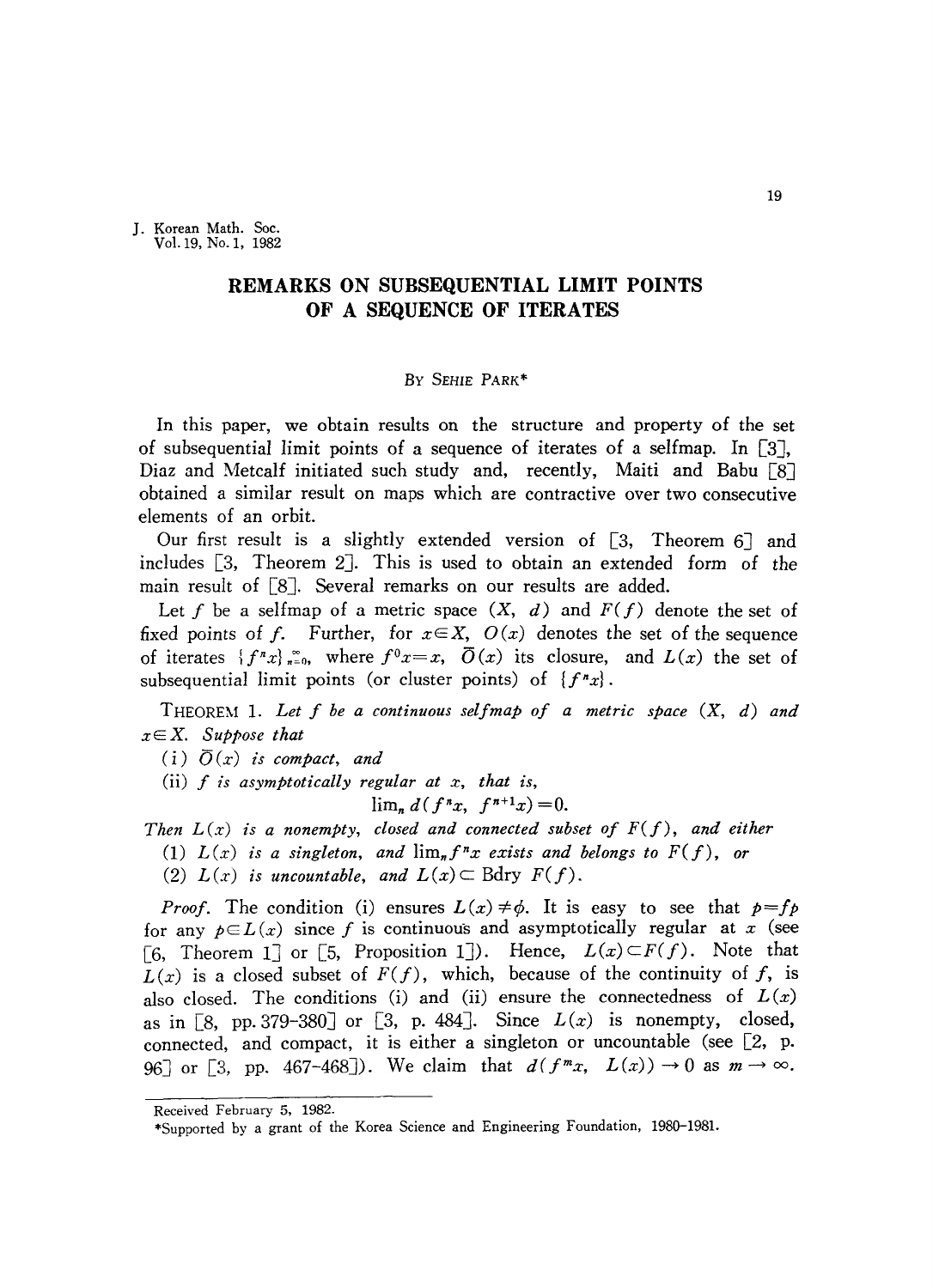# REMARKS ON SUBSEQUENTIAL LIMIT POINTS OF A SEQUENCE OF ITERATES

By Sehie Park*

In this paper, we obtain results on the structure and property of the set of subsequential limit points of a sequence of iterates of a selfmap. In [3], Diaz and Metcalf initiated such study and, recently, Maiti and Babu [8] obtained a similar result on maps which are contractive over two consecutive elements of an orbit.

Our first result is a slightly extended version of [3, Theorem 6] and includes [3, Theorem 2]. This is used to obtain an extended form of the main result of [8]. Several remarks on our results are added.

Let $f$ be a selfmap of a metric space $(X, d)$ and $F(f)$ denote the set of fixed points of $f$. Further, for $x \in X$, $O(x)$ denotes the set of the sequence of iterates $\{f^n x\}_{n=0}^{\infty}$, where $f^0 x = x$, $\bar{O}(x)$ its closure, and $L(x)$ the set of subsequential limit points (or cluster points) of $\{f^n x\}$.

THEOREM 1. *Let $f$ be a continuous selfmap of a metric space $(X, d)$ and $x \in X$. Suppose that*

(i) *$\bar{O}(x)$ is compact, and*

(ii) *$f$ is asymptotically regular at $x$, that is,*

$$\lim_n d(f^n x, f^{n+1} x) = 0.$$

*Then $L(x)$ is a nonempty, closed and connected subset of $F(f)$, and either*

(1) *$L(x)$ is a singleton, and $\lim_n f^n x$ exists and belongs to $F(f)$, or*

(2) *$L(x)$ is uncountable, and $L(x) \subset$ Bdry $F(f)$.*

*Proof.* The condition (i) ensures $L(x) \neq \phi$. It is easy to see that $p = fp$ for any $p \in L(x)$ since $f$ is continuous and asymptotically regular at $x$ (see [6, Theorem 1] or [5, Proposition 1]). Hence, $L(x) \subset F(f)$. Note that $L(x)$ is a closed subset of $F(f)$, which, because of the continuity of $f$, is also closed. The conditions (i) and (ii) ensure the connectedness of $L(x)$ as in [8, pp. 379-380] or [3, p. 484]. Since $L(x)$ is nonempty, closed, connected, and compact, it is either a singleton or uncountable (see [2, p. 96] or [3, pp. 467-468]). We claim that $d(f^m x, L(x)) \to 0$ as $m \to \infty$.

---

Received February 5, 1982.

*Supported by a grant of the Korea Science and Engineering Foundation, 1980-1981.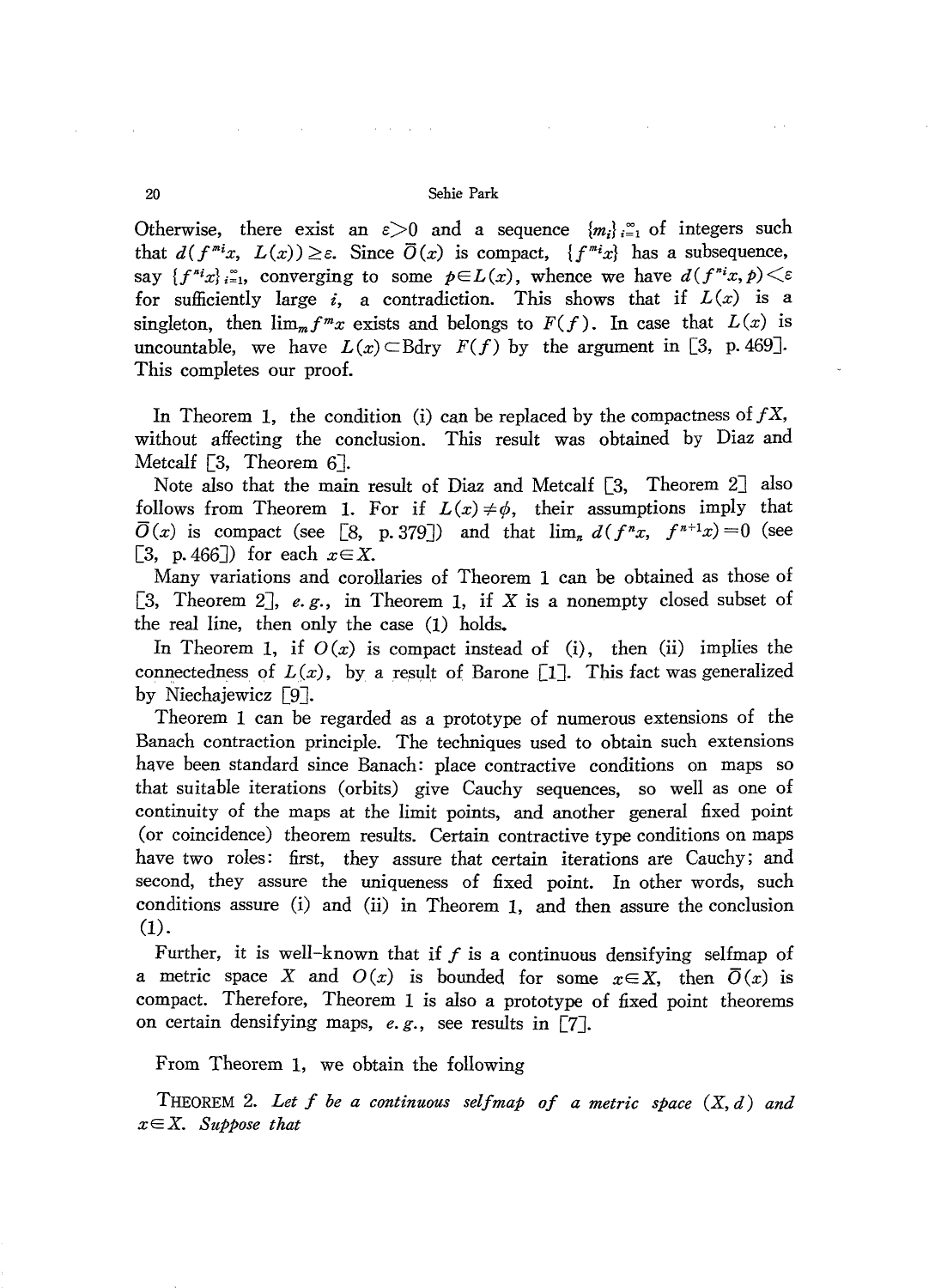Otherwise, there exist an $\varepsilon > 0$ and a sequence $\{m_i\}_{i=1}^{\infty}$ of integers such that $d(f^{m_i}x, L(x)) \geq \varepsilon$. Since $\bar{O}(x)$ is compact, $\{f^{m_i}x\}$ has a subsequence, say $\{f^{n_i}x\}_{i=1}^{\infty}$, converging to some $p \in L(x)$, whence we have $d(f^{n_i}x, p) < \varepsilon$ for sufficiently large $i$, a contradiction. This shows that if $L(x)$ is a singleton, then $\lim_m f^m x$ exists and belongs to $F(f)$. In case that $L(x)$ is uncountable, we have $L(x) \subset \text{Bdry } F(f)$ by the argument in [3, p. 469]. This completes our proof.

In Theorem 1, the condition (i) can be replaced by the compactness of $fX$, without affecting the conclusion. This result was obtained by Diaz and Metcalf [3, Theorem 6].

Note also that the main result of Diaz and Metcalf [3, Theorem 2] also follows from Theorem 1. For if $L(x) \neq \phi$, their assumptions imply that $\bar{O}(x)$ is compact (see [8, p. 379]) and that $\lim_n d(f^n x, f^{n+1}x) = 0$ (see [3, p. 466]) for each $x \in X$.

Many variations and corollaries of Theorem 1 can be obtained as those of [3, Theorem 2], *e.g.*, in Theorem 1, if $X$ is a nonempty closed subset of the real line, then only the case (1) holds.

In Theorem 1, if $O(x)$ is compact instead of (i), then (ii) implies the connectedness of $L(x)$, by a result of Barone [1]. This fact was generalized by Niechajewicz [9].

Theorem 1 can be regarded as a prototype of numerous extensions of the Banach contraction principle. The techniques used to obtain such extensions have been standard since Banach: place contractive conditions on maps so that suitable iterations (orbits) give Cauchy sequences, so well as one of continuity of the maps at the limit points, and another general fixed point (or coincidence) theorem results. Certain contractive type conditions on maps have two roles: first, they assure that certain iterations are Cauchy; and second, they assure the uniqueness of fixed point. In other words, such conditions assure (i) and (ii) in Theorem 1, and then assure the conclusion (1).

Further, it is well-known that if $f$ is a continuous densifying selfmap of a metric space $X$ and $O(x)$ is bounded for some $x \in X$, then $\bar{O}(x)$ is compact. Therefore, Theorem 1 is also a prototype of fixed point theorems on certain densifying maps, *e.g.*, see results in [7].

From Theorem 1, we obtain the following

THEOREM 2. *Let $f$ be a continuous selfmap of a metric space $(X, d)$ and $x \in X$. Suppose that*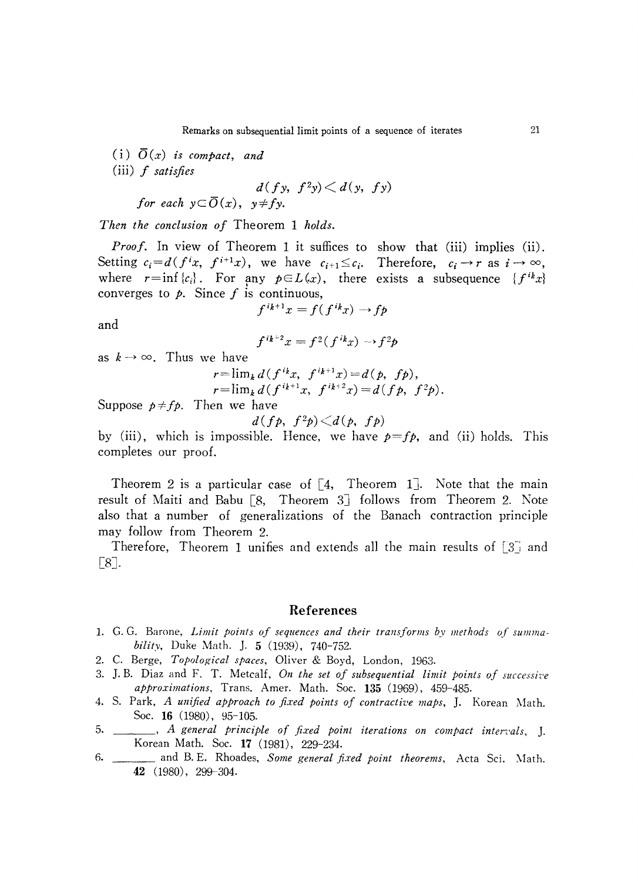(i) $\bar{O}(x)$ *is compact, and*

(iii) $f$ *satisfies*

$$d(fy, f^2y) < d(y, fy)$$

*for each* $y \subset \bar{O}(x)$, $y \neq fy$.

*Then the conclusion of* Theorem 1 *holds.*

*Proof.* In view of Theorem 1 it suffices to show that (iii) implies (ii). Setting $c_i = d(f^i x, f^{i+1}x)$, we have $c_{i+1} \leq c_i$. Therefore, $c_i \to r$ as $i \to \infty$, where $r = \inf\{c_i\}$. For any $p \in L(x)$, there exists a subsequence $\{f^{i_k}x\}$ converges to $p$. Since $f$ is continuous,

$$f^{i_k+1}x = f(f^{i_k}x) \to fp$$

and

$$f^{i_k+2}x = f^2(f^{i_k}x) \to f^2p$$

as $k \to \infty$. Thus we have

$$r = \lim_k d(f^{i_k}x, f^{i_k+1}x) = d(p, fp),$$
$$r = \lim_k d(f^{i_k+1}x, f^{i_k+2}x) = d(fp, f^2p).$$

Suppose $p \neq fp$. Then we have

$$d(fp, f^2p) < d(p, fp)$$

by (iii), which is impossible. Hence, we have $p = fp$, and (ii) holds. This completes our proof.

Theorem 2 is a particular case of [4, Theorem 1]. Note that the main result of Maiti and Babu [8, Theorem 3] follows from Theorem 2. Note also that a number of generalizations of the Banach contraction principle may follow from Theorem 2.

Therefore, Theorem 1 unifies and extends all the main results of [3] and [8].

## References

1. G. G. Barone, *Limit points of sequences and their transforms by methods of summability*, Duke Math. J. **5** (1939), 740-752.
2. C. Berge, *Topological spaces*, Oliver & Boyd, London, 1963.
3. J. B. Diaz and F. T. Metcalf, *On the set of subsequential limit points of successive approximations*, Trans. Amer. Math. Soc. **135** (1969), 459-485.
4. S. Park, *A unified approach to fixed points of contractive maps*, J. Korean Math. Soc. **16** (1980), 95-105.
5. ______, *A general principle of fixed point iterations on compact intervals*, J. Korean Math. Soc. **17** (1981), 229-234.
6. ______ and B. E. Rhoades, *Some general fixed point theorems*, Acta Sci. Math. **42** (1980), 299-304.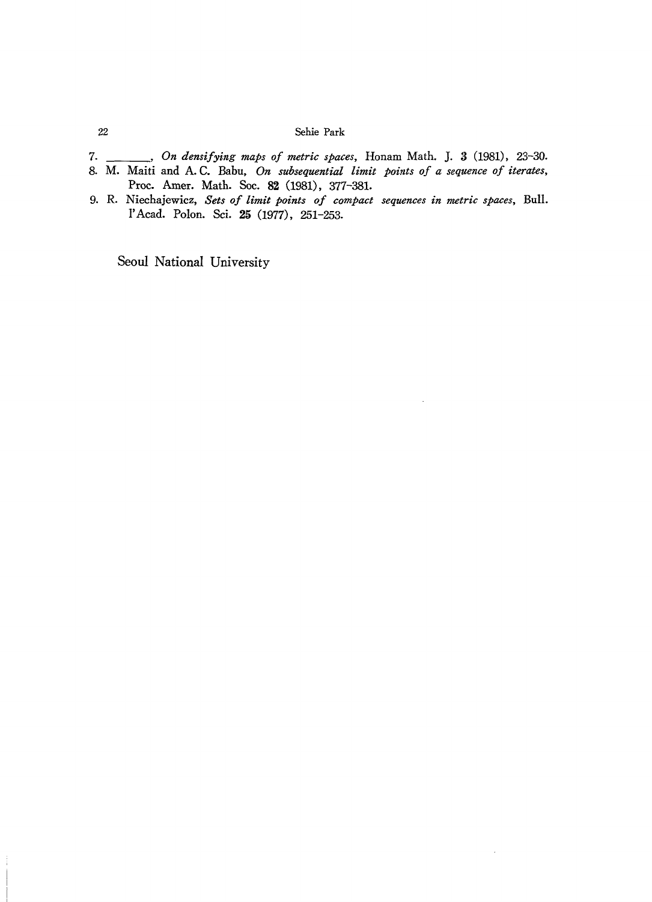7. ———, *On densifying maps of metric spaces*, Honam Math. J. **3** (1981), 23–30.
8. M. Maiti and A. C. Babu, *On subsequential limit points of a sequence of iterates*, Proc. Amer. Math. Soc. **82** (1981), 377–381.
9. R. Niechajewicz, *Sets of limit points of compact sequences in metric spaces*, Bull. l'Acad. Polon. Sci. **25** (1977), 251–253.

Seoul National University